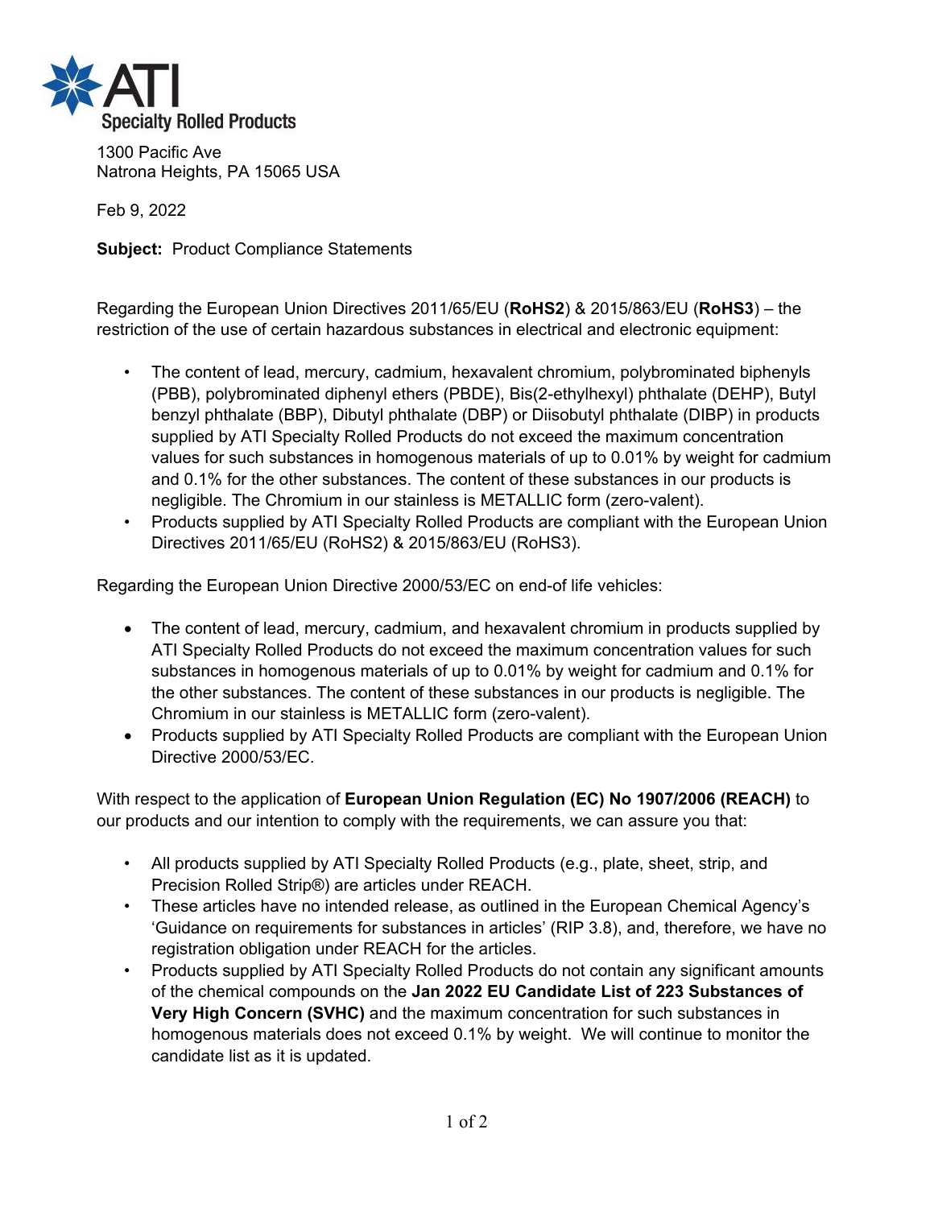ATI Specialty Rolled Products

1300 Pacific Ave
Natrona Heights, PA 15065 USA

Feb 9, 2022

**Subject:** Product Compliance Statements

Regarding the European Union Directives 2011/65/EU (**RoHS2**) & 2015/863/EU (**RoHS3**) – the restriction of the use of certain hazardous substances in electrical and electronic equipment:

- The content of lead, mercury, cadmium, hexavalent chromium, polybrominated biphenyls (PBB), polybrominated diphenyl ethers (PBDE), Bis(2-ethylhexyl) phthalate (DEHP), Butyl benzyl phthalate (BBP), Dibutyl phthalate (DBP) or Diisobutyl phthalate (DIBP) in products supplied by ATI Specialty Rolled Products do not exceed the maximum concentration values for such substances in homogenous materials of up to 0.01% by weight for cadmium and 0.1% for the other substances. The content of these substances in our products is negligible. The Chromium in our stainless is METALLIC form (zero-valent).
- Products supplied by ATI Specialty Rolled Products are compliant with the European Union Directives 2011/65/EU (RoHS2) & 2015/863/EU (RoHS3).

Regarding the European Union Directive 2000/53/EC on end-of life vehicles:

- The content of lead, mercury, cadmium, and hexavalent chromium in products supplied by ATI Specialty Rolled Products do not exceed the maximum concentration values for such substances in homogenous materials of up to 0.01% by weight for cadmium and 0.1% for the other substances. The content of these substances in our products is negligible. The Chromium in our stainless is METALLIC form (zero-valent).
- Products supplied by ATI Specialty Rolled Products are compliant with the European Union Directive 2000/53/EC.

With respect to the application of **European Union Regulation (EC) No 1907/2006 (REACH)** to our products and our intention to comply with the requirements, we can assure you that:

- All products supplied by ATI Specialty Rolled Products (e.g., plate, sheet, strip, and Precision Rolled Strip®) are articles under REACH.
- These articles have no intended release, as outlined in the European Chemical Agency's 'Guidance on requirements for substances in articles' (RIP 3.8), and, therefore, we have no registration obligation under REACH for the articles.
- Products supplied by ATI Specialty Rolled Products do not contain any significant amounts of the chemical compounds on the **Jan 2022 EU Candidate List of 223 Substances of Very High Concern (SVHC)** and the maximum concentration for such substances in homogenous materials does not exceed 0.1% by weight. We will continue to monitor the candidate list as it is updated.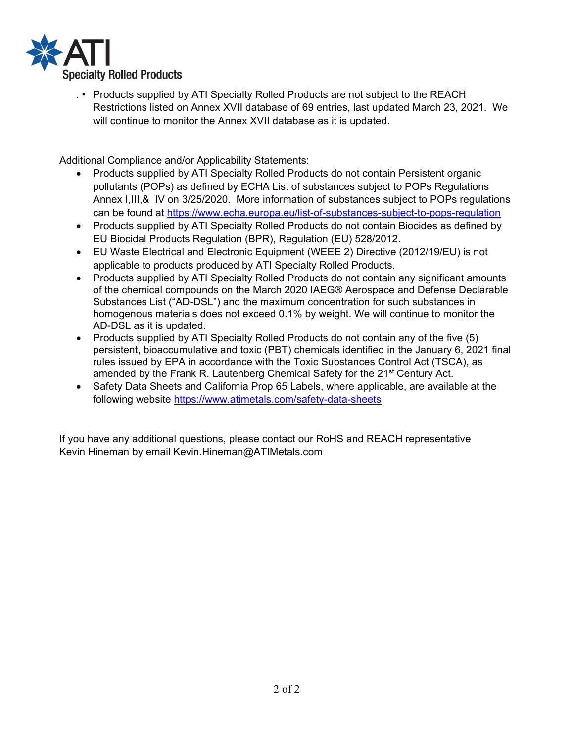- Products supplied by ATI Specialty Rolled Products are not subject to the REACH Restrictions listed on Annex XVII database of 69 entries, last updated March 23, 2021. We will continue to monitor the Annex XVII database as it is updated.

Additional Compliance and/or Applicability Statements:

- Products supplied by ATI Specialty Rolled Products do not contain Persistent organic pollutants (POPs) as defined by ECHA List of substances subject to POPs Regulations Annex I,III,& IV on 3/25/2020. More information of substances subject to POPs regulations can be found at https://www.echa.europa.eu/list-of-substances-subject-to-pops-regulation
- Products supplied by ATI Specialty Rolled Products do not contain Biocides as defined by EU Biocidal Products Regulation (BPR), Regulation (EU) 528/2012.
- EU Waste Electrical and Electronic Equipment (WEEE 2) Directive (2012/19/EU) is not applicable to products produced by ATI Specialty Rolled Products.
- Products supplied by ATI Specialty Rolled Products do not contain any significant amounts of the chemical compounds on the March 2020 IAEG® Aerospace and Defense Declarable Substances List ("AD-DSL") and the maximum concentration for such substances in homogenous materials does not exceed 0.1% by weight. We will continue to monitor the AD-DSL as it is updated.
- Products supplied by ATI Specialty Rolled Products do not contain any of the five (5) persistent, bioaccumulative and toxic (PBT) chemicals identified in the January 6, 2021 final rules issued by EPA in accordance with the Toxic Substances Control Act (TSCA), as amended by the Frank R. Lautenberg Chemical Safety for the 21st Century Act.
- Safety Data Sheets and California Prop 65 Labels, where applicable, are available at the following website https://www.atimetals.com/safety-data-sheets

If you have any additional questions, please contact our RoHS and REACH representative Kevin Hineman by email Kevin.Hineman@ATIMetals.com